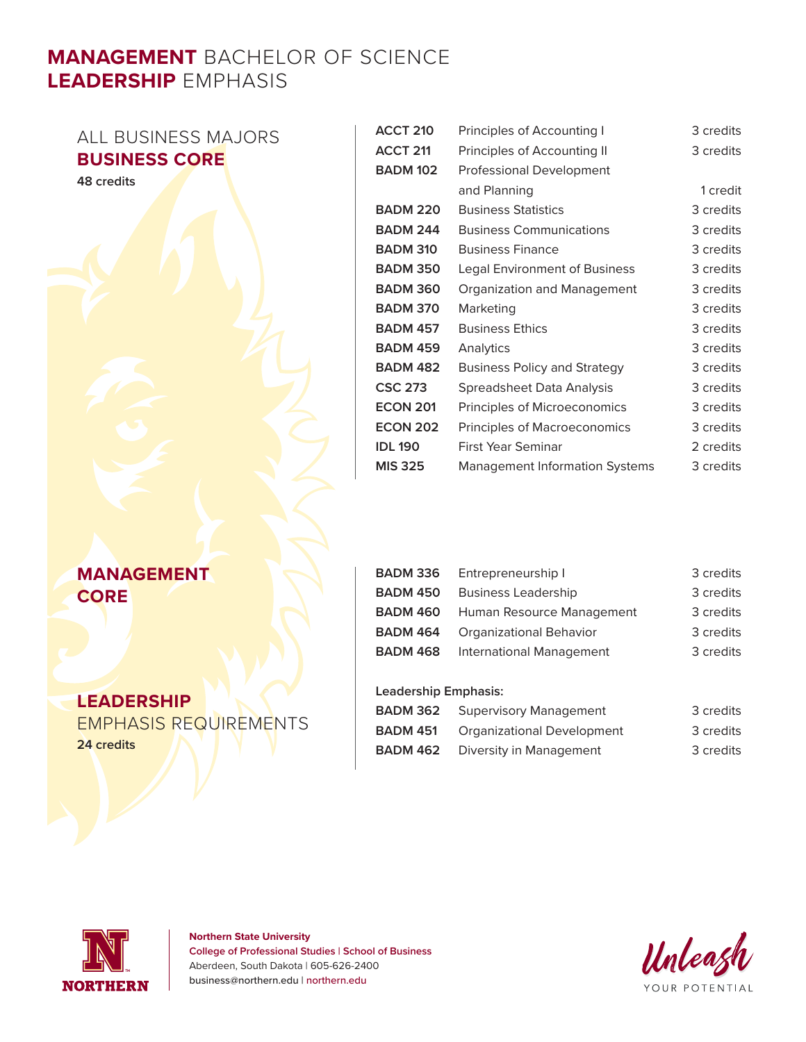# **MANAGEMENT** BACHELOR OF SCIENCE
# **LEADERSHIP** EMPHASIS

## ALL BUSINESS MAJORS **BUSINESS CORE**

**48 credits**

| | | |
|---|---|---|
| **ACCT 210** | Principles of Accounting I | 3 credits |
| **ACCT 211** | Principles of Accounting II | 3 credits |
| **BADM 102** | Professional Development and Planning | 1 credit |
| **BADM 220** | Business Statistics | 3 credits |
| **BADM 244** | Business Communications | 3 credits |
| **BADM 310** | Business Finance | 3 credits |
| **BADM 350** | Legal Environment of Business | 3 credits |
| **BADM 360** | Organization and Management | 3 credits |
| **BADM 370** | Marketing | 3 credits |
| **BADM 457** | Business Ethics | 3 credits |
| **BADM 459** | Analytics | 3 credits |
| **BADM 482** | Business Policy and Strategy | 3 credits |
| **CSC 273** | Spreadsheet Data Analysis | 3 credits |
| **ECON 201** | Principles of Microeconomics | 3 credits |
| **ECON 202** | Principles of Macroeconomics | 3 credits |
| **IDL 190** | First Year Seminar | 2 credits |
| **MIS 325** | Management Information Systems | 3 credits |

## **MANAGEMENT CORE**

| | | |
|---|---|---|
| **BADM 336** | Entrepreneurship I | 3 credits |
| **BADM 450** | Business Leadership | 3 credits |
| **BADM 460** | Human Resource Management | 3 credits |
| **BADM 464** | Organizational Behavior | 3 credits |
| **BADM 468** | International Management | 3 credits |

## **LEADERSHIP** EMPHASIS REQUIREMENTS

**24 credits**

**Leadership Emphasis:**

| | | |
|---|---|---|
| **BADM 362** | Supervisory Management | 3 credits |
| **BADM 451** | Organizational Development | 3 credits |
| **BADM 462** | Diversity in Management | 3 credits |

**Northern State University**
**College of Professional Studies | School of Business**
Aberdeen, South Dakota | 605-626-2400
business@northern.edu | northern.edu

*Unleash* YOUR POTENTIAL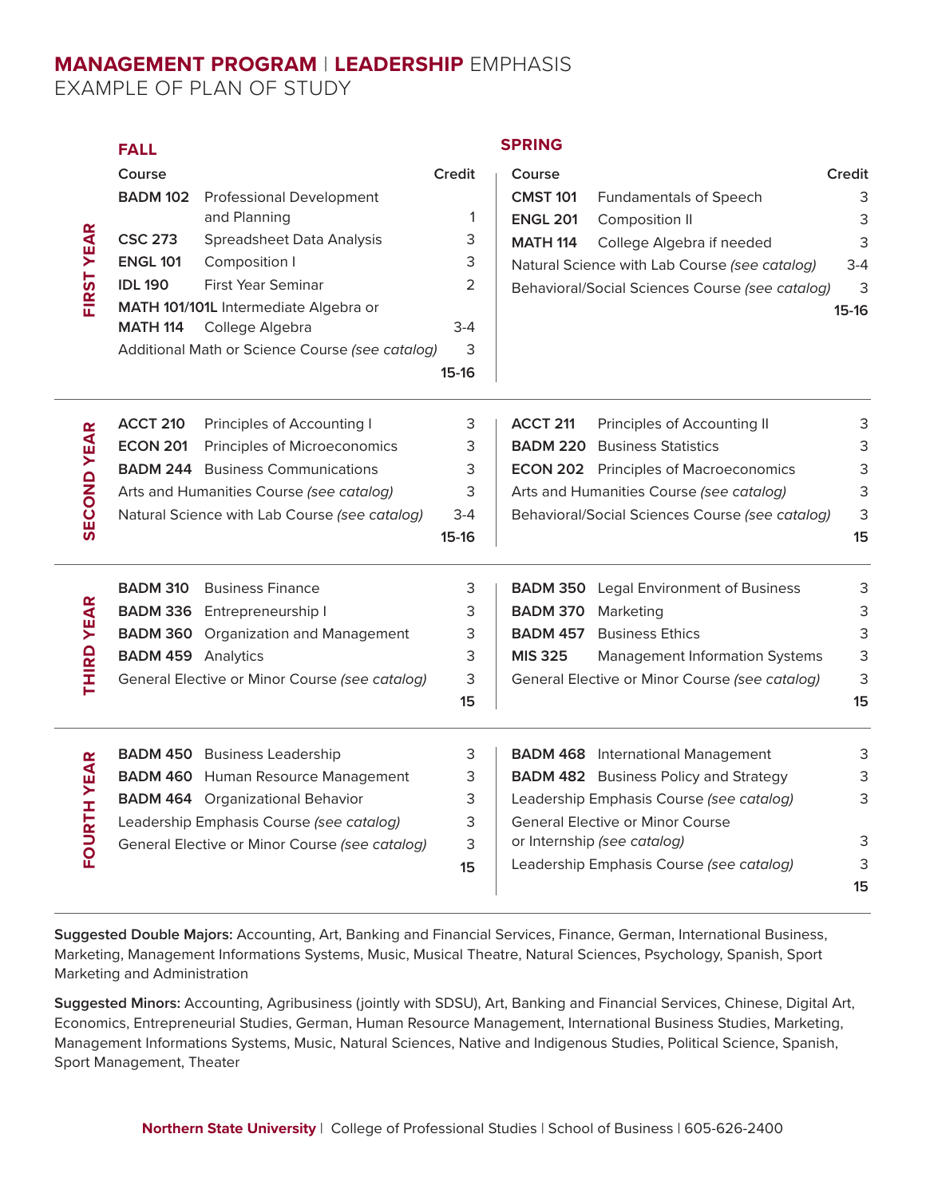# **MANAGEMENT PROGRAM** | **LEADERSHIP** EMPHASIS
EXAMPLE OF PLAN OF STUDY

## FIRST YEAR

**FALL**

| Course | | Credit |
|---|---|---|
| **BADM 102** | Professional Development and Planning | 1 |
| **CSC 273** | Spreadsheet Data Analysis | 3 |
| **ENGL 101** | Composition I | 3 |
| **IDL 190** | First Year Seminar | 2 |
| **MATH 101/101L** Intermediate Algebra or **MATH 114** | College Algebra | 3-4 |
| Additional Math or Science Course *(see catalog)* | | 3 |
| | | **15-16** |

**SPRING**

| Course | | Credit |
|---|---|---|
| **CMST 101** | Fundamentals of Speech | 3 |
| **ENGL 201** | Composition II | 3 |
| **MATH 114** | College Algebra if needed | 3 |
| Natural Science with Lab Course *(see catalog)* | | 3-4 |
| Behavioral/Social Sciences Course *(see catalog)* | | 3 |
| | | **15-16** |

## SECOND YEAR

**FALL**

| Course | | Credit |
|---|---|---|
| **ACCT 210** | Principles of Accounting I | 3 |
| **ECON 201** | Principles of Microeconomics | 3 |
| **BADM 244** | Business Communications | 3 |
| Arts and Humanities Course *(see catalog)* | | 3 |
| Natural Science with Lab Course *(see catalog)* | | 3-4 |
| | | **15-16** |

**SPRING**

| Course | | Credit |
|---|---|---|
| **ACCT 211** | Principles of Accounting II | 3 |
| **BADM 220** | Business Statistics | 3 |
| **ECON 202** | Principles of Macroeconomics | 3 |
| Arts and Humanities Course *(see catalog)* | | 3 |
| Behavioral/Social Sciences Course *(see catalog)* | | 3 |
| | | **15** |

## THIRD YEAR

**FALL**

| Course | | Credit |
|---|---|---|
| **BADM 310** | Business Finance | 3 |
| **BADM 336** | Entrepreneurship I | 3 |
| **BADM 360** | Organization and Management | 3 |
| **BADM 459** | Analytics | 3 |
| General Elective or Minor Course *(see catalog)* | | 3 |
| | | **15** |

**SPRING**

| Course | | Credit |
|---|---|---|
| **BADM 350** | Legal Environment of Business | 3 |
| **BADM 370** | Marketing | 3 |
| **BADM 457** | Business Ethics | 3 |
| **MIS 325** | Management Information Systems | 3 |
| General Elective or Minor Course *(see catalog)* | | 3 |
| | | **15** |

## FOURTH YEAR

**FALL**

| Course | | Credit |
|---|---|---|
| **BADM 450** | Business Leadership | 3 |
| **BADM 460** | Human Resource Management | 3 |
| **BADM 464** | Organizational Behavior | 3 |
| Leadership Emphasis Course *(see catalog)* | | 3 |
| General Elective or Minor Course *(see catalog)* | | 3 |
| | | **15** |

**SPRING**

| Course | | Credit |
|---|---|---|
| **BADM 468** | International Management | 3 |
| **BADM 482** | Business Policy and Strategy | 3 |
| Leadership Emphasis Course *(see catalog)* | | 3 |
| General Elective or Minor Course or Internship *(see catalog)* | | 3 |
| Leadership Emphasis Course *(see catalog)* | | 3 |
| | | **15** |

**Suggested Double Majors:** Accounting, Art, Banking and Financial Services, Finance, German, International Business, Marketing, Management Informations Systems, Music, Musical Theatre, Natural Sciences, Psychology, Spanish, Sport Marketing and Administration

**Suggested Minors:** Accounting, Agribusiness (jointly with SDSU), Art, Banking and Financial Services, Chinese, Digital Art, Economics, Entrepreneurial Studies, German, Human Resource Management, International Business Studies, Marketing, Management Informations Systems, Music, Natural Sciences, Native and Indigenous Studies, Political Science, Spanish, Sport Management, Theater

**Northern State University** | College of Professional Studies | School of Business | 605-626-2400